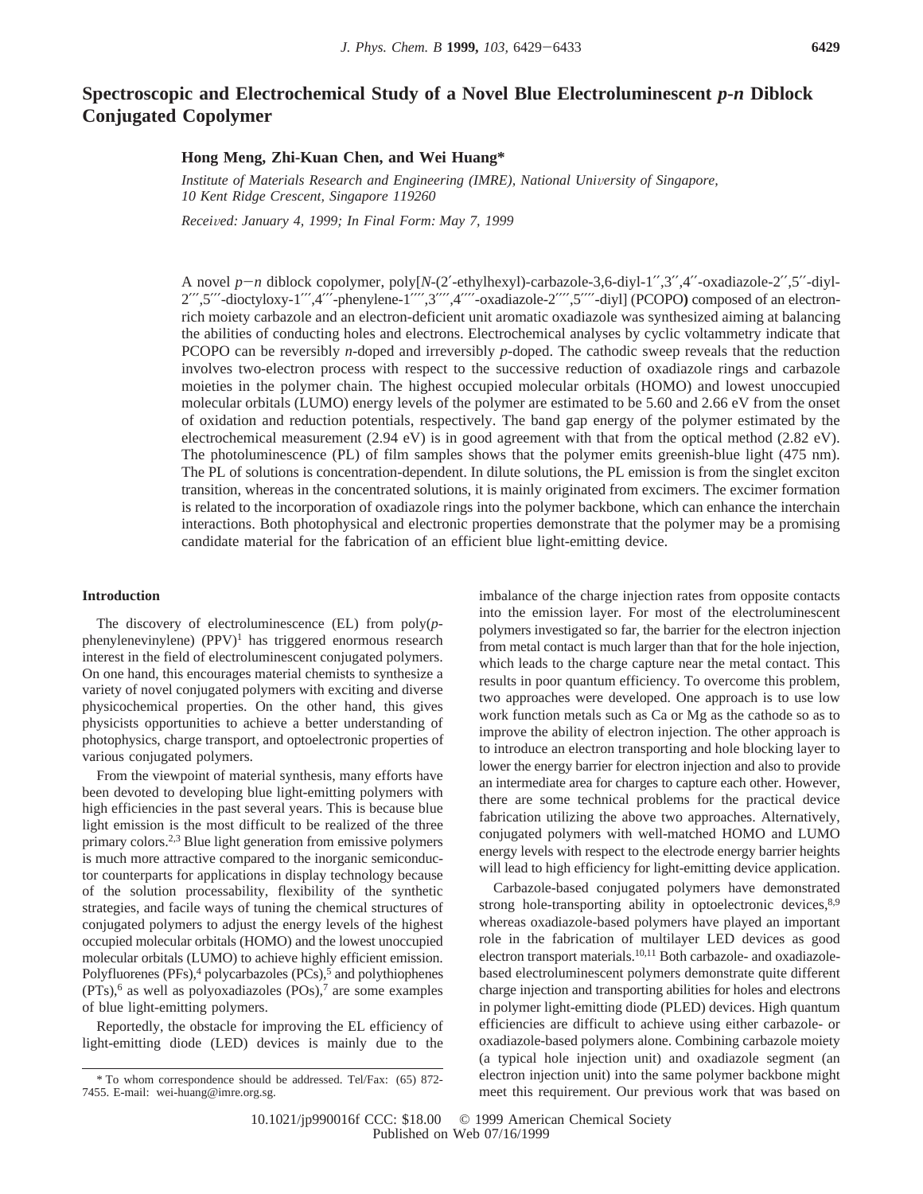# Spectroscopic and Electrochemical Study of a Novel Blue Electroluminescent *p-n* Diblock Conjugated Copolymer

**Hong Meng, Zhi-Kuan Chen, and Wei Huang***

*Institute of Materials Research and Engineering (IMRE), National University of Singapore, 10 Kent Ridge Crescent, Singapore 119260*

*Received: January 4, 1999; In Final Form: May 7, 1999*

A novel *p*−*n* diblock copolymer, poly[*N*-(2′-ethylhexyl)-carbazole-3,6-diyl-1′′,3′′,4′′-oxadiazole-2′′,5′′-diyl-2′′′,5′′′-dioctyloxy-1′′′,4′′′-phenylene-1′′′′,3′′′′,4′′′′-oxadiazole-2′′′′,5′′′′-diyl] (PCOPO**)** composed of an electron-rich moiety carbazole and an electron-deficient unit aromatic oxadiazole was synthesized aiming at balancing the abilities of conducting holes and electrons. Electrochemical analyses by cyclic voltammetry indicate that PCOPO can be reversibly *n*-doped and irreversibly *p*-doped. The cathodic sweep reveals that the reduction involves two-electron process with respect to the successive reduction of oxadiazole rings and carbazole moieties in the polymer chain. The highest occupied molecular orbitals (HOMO) and lowest unoccupied molecular orbitals (LUMO) energy levels of the polymer are estimated to be 5.60 and 2.66 eV from the onset of oxidation and reduction potentials, respectively. The band gap energy of the polymer estimated by the electrochemical measurement (2.94 eV) is in good agreement with that from the optical method (2.82 eV). The photoluminescence (PL) of film samples shows that the polymer emits greenish-blue light (475 nm). The PL of solutions is concentration-dependent. In dilute solutions, the PL emission is from the singlet exciton transition, whereas in the concentrated solutions, it is mainly originated from excimers. The excimer formation is related to the incorporation of oxadiazole rings into the polymer backbone, which can enhance the interchain interactions. Both photophysical and electronic properties demonstrate that the polymer may be a promising candidate material for the fabrication of an efficient blue light-emitting device.

## Introduction

The discovery of electroluminescence (EL) from poly(*p*-phenylenevinylene) (PPV)[1] has triggered enormous research interest in the field of electroluminescent conjugated polymers. On one hand, this encourages material chemists to synthesize a variety of novel conjugated polymers with exciting and diverse physicochemical properties. On the other hand, this gives physicists opportunities to achieve a better understanding of photophysics, charge transport, and optoelectronic properties of various conjugated polymers.

From the viewpoint of material synthesis, many efforts have been devoted to developing blue light-emitting polymers with high efficiencies in the past several years. This is because blue light emission is the most difficult to be realized of the three primary colors.[2,3] Blue light generation from emissive polymers is much more attractive compared to the inorganic semiconductor counterparts for applications in display technology because of the solution processability, flexibility of the synthetic strategies, and facile ways of tuning the chemical structures of conjugated polymers to adjust the energy levels of the highest occupied molecular orbitals (HOMO) and the lowest unoccupied molecular orbitals (LUMO) to achieve highly efficient emission. Polyfluorenes (PFs),[4] polycarbazoles (PCs),[5] and polythiophenes (PTs),[6] as well as polyoxadiazoles (POs),[7] are some examples of blue light-emitting polymers.

Reportedly, the obstacle for improving the EL efficiency of light-emitting diode (LED) devices is mainly due to the imbalance of the charge injection rates from opposite contacts into the emission layer. For most of the electroluminescent polymers investigated so far, the barrier for the electron injection from metal contact is much larger than that for the hole injection, which leads to the charge capture near the metal contact. This results in poor quantum efficiency. To overcome this problem, two approaches were developed. One approach is to use low work function metals such as Ca or Mg as the cathode so as to improve the ability of electron injection. The other approach is to introduce an electron transporting and hole blocking layer to lower the energy barrier for electron injection and also to provide an intermediate area for charges to capture each other. However, there are some technical problems for the practical device fabrication utilizing the above two approaches. Alternatively, conjugated polymers with well-matched HOMO and LUMO energy levels with respect to the electrode energy barrier heights will lead to high efficiency for light-emitting device application.

Carbazole-based conjugated polymers have demonstrated strong hole-transporting ability in optoelectronic devices,[8,9] whereas oxadiazole-based polymers have played an important role in the fabrication of multilayer LED devices as good electron transport materials.[10,11] Both carbazole- and oxadiazole-based electroluminescent polymers demonstrate quite different charge injection and transporting abilities for holes and electrons in polymer light-emitting diode (PLED) devices. High quantum efficiencies are difficult to achieve using either carbazole- or oxadiazole-based polymers alone. Combining carbazole moiety (a typical hole injection unit) and oxadiazole segment (an electron injection unit) into the same polymer backbone might meet this requirement. Our previous work that was based on

* To whom correspondence should be addressed. Tel/Fax: (65) 872-7455. E-mail: wei-huang@imre.org.sg.

10.1021/jp990016f CCC: $18.00 © 1999 American Chemical Society
Published on Web 07/16/1999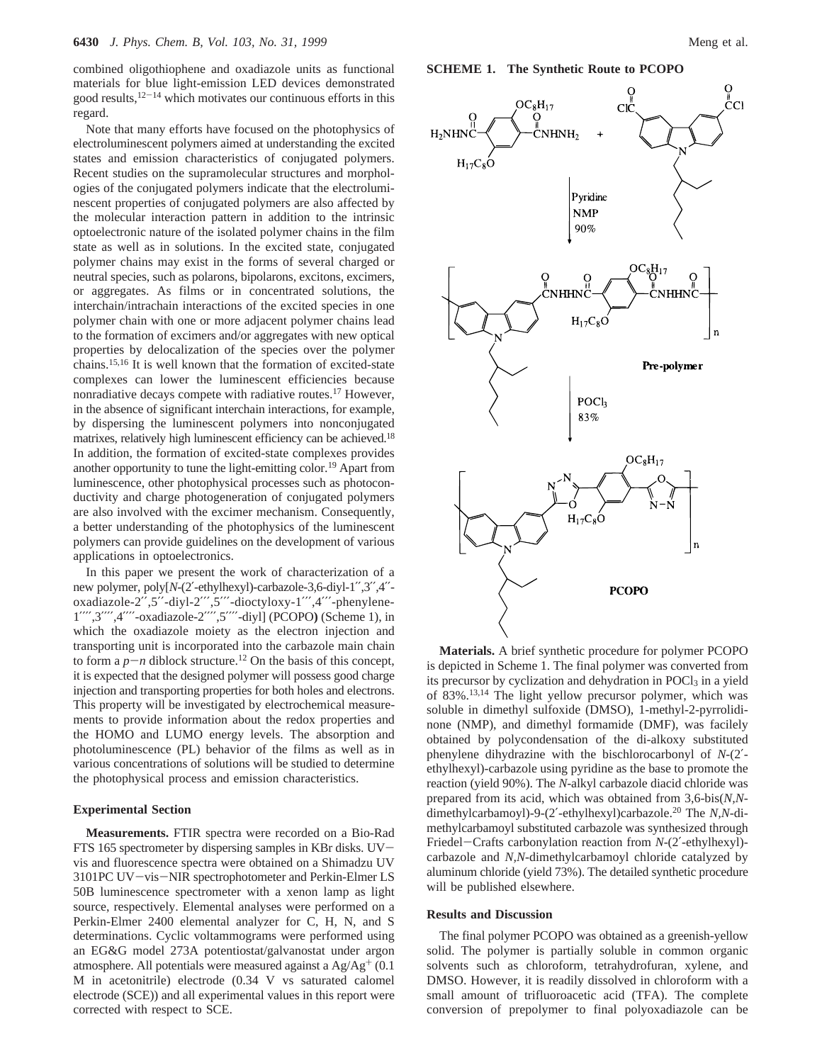combined oligothiophene and oxadiazole units as functional materials for blue light-emission LED devices demonstrated good results,[12-14] which motivates our continuous efforts in this regard.

Note that many efforts have focused on the photophysics of electroluminescent polymers aimed at understanding the excited states and emission characteristics of conjugated polymers. Recent studies on the supramolecular structures and morphologies of the conjugated polymers indicate that the electroluminescent properties of conjugated polymers are also affected by the molecular interaction pattern in addition to the intrinsic optoelectronic nature of the isolated polymer chains in the film state as well as in solutions. In the excited state, conjugated polymer chains may exist in the forms of several charged or neutral species, such as polarons, bipolarons, excitons, excimers, or aggregates. As films or in concentrated solutions, the interchain/intrachain interactions of the excited species in one polymer chain with one or more adjacent polymer chains lead to the formation of excimers and/or aggregates with new optical properties by delocalization of the species over the polymer chains.[15,16] It is well known that the formation of excited-state complexes can lower the luminescent efficiencies because nonradiative decays compete with radiative routes.[17] However, in the absence of significant interchain interactions, for example, by dispersing the luminescent polymers into nonconjugated matrixes, relatively high luminescent efficiency can be achieved.[18] In addition, the formation of excited-state complexes provides another opportunity to tune the light-emitting color.[19] Apart from luminescence, other photophysical processes such as photoconductivity and charge photogeneration of conjugated polymers are also involved with the excimer mechanism. Consequently, a better understanding of the photophysics of the luminescent polymers can provide guidelines on the development of various applications in optoelectronics.

In this paper we present the work of characterization of a new polymer, poly[*N*-(2′-ethylhexyl)-carbazole-3,6-diyl-1′′,3′′,4′′-oxadiazole-2′′,5′′-diyl-2′′′,5′′′-dioctyloxy-1′′′,4′′′-phenylene-1′′′′,3′′′′,4′′′′-oxadiazole-2′′′′,5′′′′-diyl] (PCOPO) (Scheme 1), in which the oxadiazole moiety as the electron injection and transporting unit is incorporated into the carbazole main chain to form a *p*−*n* diblock structure.[12] On the basis of this concept, it is expected that the designed polymer will possess good charge injection and transporting properties for both holes and electrons. This property will be investigated by electrochemical measurements to provide information about the redox properties and the HOMO and LUMO energy levels. The absorption and photoluminescence (PL) behavior of the films as well as in various concentrations of solutions will be studied to determine the photophysical process and emission characteristics.

## Experimental Section

**Measurements.** FTIR spectra were recorded on a Bio-Rad FTS 165 spectrometer by dispersing samples in KBr disks. UV−vis and fluorescence spectra were obtained on a Shimadzu UV 3101PC UV−vis−NIR spectrophotometer and Perkin-Elmer LS 50B luminescence spectrometer with a xenon lamp as light source, respectively. Elemental analyses were performed on a Perkin-Elmer 2400 elemental analyzer for C, H, N, and S determinations. Cyclic voltammograms were performed using an EG&G model 273A potentiostat/galvanostat under argon atmosphere. All potentials were measured against a $Ag/Ag^+$ (0.1 M in acetonitrile) electrode (0.34 V vs saturated calomel electrode (SCE)) and all experimental values in this report were corrected with respect to SCE.

**SCHEME 1. The Synthetic Route to PCOPO**

**Materials.** A brief synthetic procedure for polymer PCOPO is depicted in Scheme 1. The final polymer was converted from its precursor by cyclization and dehydration in $POCl_3$ in a yield of 83%.[13,14] The light yellow precursor polymer, which was soluble in dimethyl sulfoxide (DMSO), 1-methyl-2-pyrrolidinone (NMP), and dimethyl formamide (DMF), was facilely obtained by polycondensation of the di-alkoxy substituted phenylene dihydrazine with the bischlorocarbonyl of *N*-(2′-ethylhexyl)-carbazole using pyridine as the base to promote the reaction (yield 90%). The *N*-alkyl carbazole diacid chloride was prepared from its acid, which was obtained from 3,6-bis(*N*,*N*-dimethylcarbamoyl)-9-(2′-ethylhexyl)carbazole.[20] The *N*,*N*-dimethylcarbamoyl substituted carbazole was synthesized through Friedel−Crafts carbonylation reaction from *N*-(2′-ethylhexyl)-carbazole and *N*,*N*-dimethylcarbamoyl chloride catalyzed by aluminum chloride (yield 73%). The detailed synthetic procedure will be published elsewhere.

## Results and Discussion

The final polymer PCOPO was obtained as a greenish-yellow solid. The polymer is partially soluble in common organic solvents such as chloroform, tetrahydrofuran, xylene, and DMSO. However, it is readily dissolved in chloroform with a small amount of trifluoroacetic acid (TFA). The complete conversion of prepolymer to final polyoxadiazole can be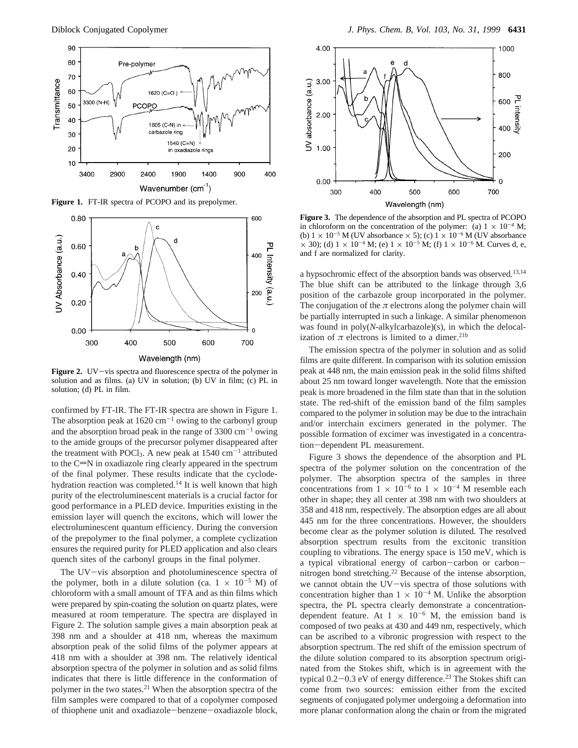**Figure 1.** FT-IR spectra of PCOPO and its prepolymer.

**Figure 2.** UV−vis spectra and fluorescence spectra of the polymer in solution and as films. (a) UV in solution; (b) UV in film; (c) PL in solution; (d) PL in film.

confirmed by FT-IR. The FT-IR spectra are shown in Figure 1. The absorption peak at 1620 cm$^{-1}$ owing to the carbonyl group and the absorption broad peak in the range of 3300 cm$^{-1}$ owing to the amide groups of the precursor polymer disappeared after the treatment with $POCl_3$. A new peak at 1540 cm$^{-1}$ attributed to the C=N in oxadiazole ring clearly appeared in the spectrum of the final polymer. These results indicate that the cyclodehydration reaction was completed.[14] It is well known that high purity of the electroluminescent materials is a crucial factor for good performance in a PLED device. Impurities existing in the emission layer will quench the excitons, which will lower the electroluminescent quantum efficiency. During the conversion of the prepolymer to the final polymer, a complete cyclization ensures the required purity for PLED application and also clears quench sites of the carbonyl groups in the final polymer.

The UV−vis absorption and photoluminescence spectra of the polymer, both in a dilute solution (ca. $1 \times 10^{-5}$ M) of chloroform with a small amount of TFA and as thin films which were prepared by spin-coating the solution on quartz plates, were measured at room temperature. The spectra are displayed in Figure 2. The solution sample gives a main absorption peak at 398 nm and a shoulder at 418 nm, whereas the maximum absorption peak of the solid films of the polymer appears at 418 nm with a shoulder at 398 nm. The relatively identical absorption spectra of the polymer in solution and as solid films indicates that there is little difference in the conformation of polymer in the two states.[21] When the absorption spectra of the film samples were compared to that of a copolymer composed of thiophene unit and oxadiazole−benzene−oxadiazole block, a hypsochromic effect of the absorption bands was observed.[13,14] The blue shift can be attributed to the linkage through 3,6 position of the carbazole group incorporated in the polymer. The conjugation of the $\pi$ electrons along the polymer chain will be partially interrupted in such a linkage. A similar phenomenon was found in poly(*N*-alkylcarbazole)(s), in which the delocalization of $\pi$ electrons is limited to a dimer.[21b]

**Figure 3.** The dependence of the absorption and PL spectra of PCOPO in chloroform on the concentration of the polymer: (a) $1 \times 10^{-4}$ M; (b) $1 \times 10^{-5}$ M (UV absorbance × 5); (c) $1 \times 10^{-6}$ M (UV absorbance × 30); (d) $1 \times 10^{-4}$ M; (e) $1 \times 10^{-5}$ M; (f) $1 \times 10^{-6}$ M. Curves d, e, and f are normalized for clarity.

The emission spectra of the polymer in solution and as solid films are quite different. In comparison with its solution emission peak at 448 nm, the main emission peak in the solid films shifted about 25 nm toward longer wavelength. Note that the emission peak is more broadened in the film state than that in the solution state. The red-shift of the emission band of the film samples compared to the polymer in solution may be due to the intrachain and/or interchain excimers generated in the polymer. The possible formation of excimer was investigated in a concentration−dependent PL measurement.

Figure 3 shows the dependence of the absorption and PL spectra of the polymer solution on the concentration of the polymer. The absorption spectra of the samples in three concentrations from $1 \times 10^{-6}$ to $1 \times 10^{-4}$ M resemble each other in shape; they all center at 398 nm with two shoulders at 358 and 418 nm, respectively. The absorption edges are all about 445 nm for the three concentrations. However, the shoulders become clear as the polymer solution is diluted. The resolved absorption spectrum results from the excitonic transition coupling to vibrations. The energy space is 150 meV, which is a typical vibrational energy of carbon−carbon or carbon−nitrogen bond stretching.[22] Because of the intense absorption, we cannot obtain the UV−vis spectra of those solutions with concentration higher than $1 \times 10^{-4}$ M. Unlike the absorption spectra, the PL spectra clearly demonstrate a concentration-dependent feature. At $1 \times 10^{-6}$ M, the emission band is composed of two peaks at 430 and 449 nm, respectively, which can be ascribed to a vibronic progression with respect to the absorption spectrum. The red shift of the emission spectrum of the dilute solution compared to its absorption spectrum originated from the Stokes shift, which is in agreement with the typical 0.2−0.3 eV of energy difference.[23] The Stokes shift can come from two sources: emission either from the excited segments of conjugated polymer undergoing a deformation into more planar conformation along the chain or from the migrated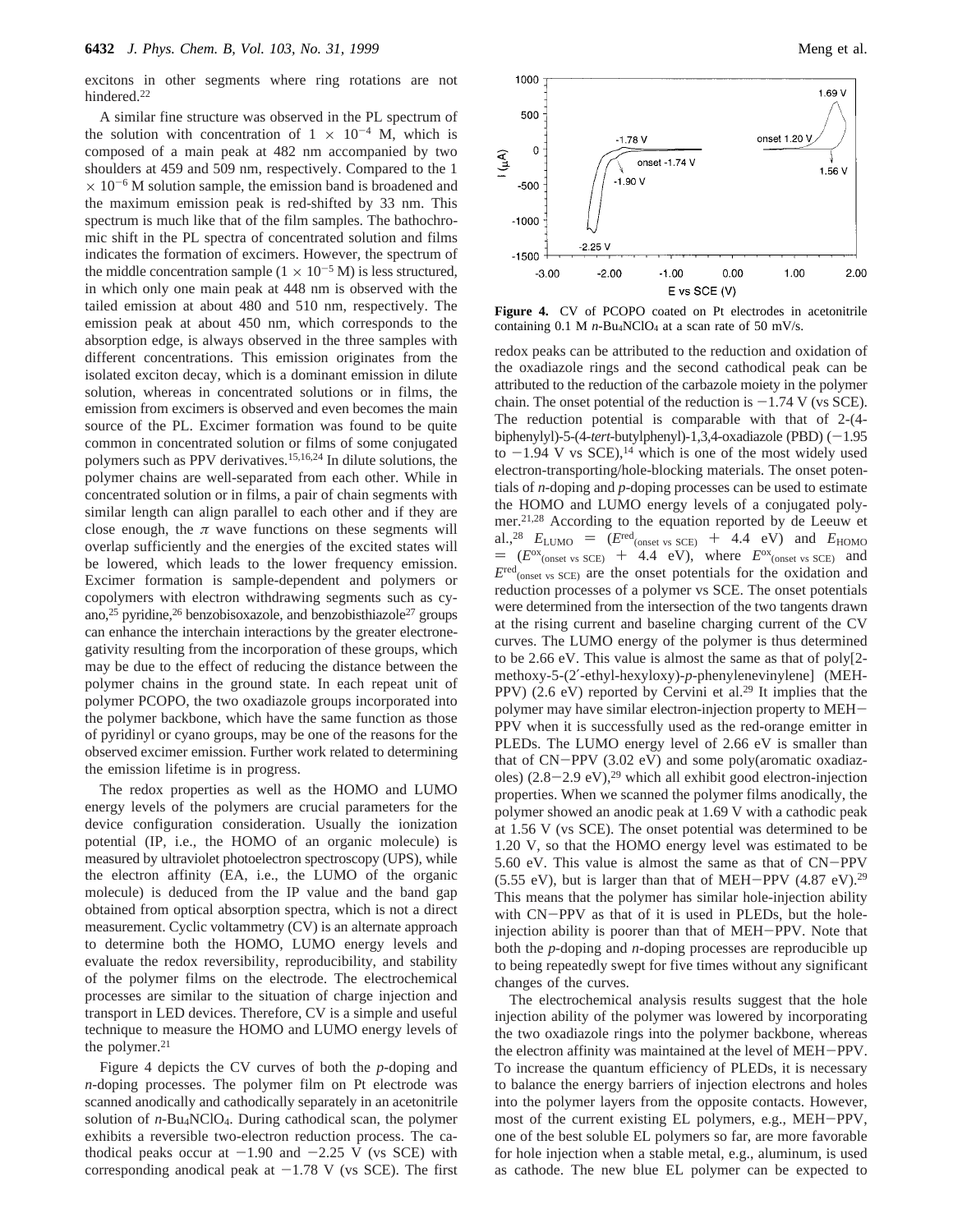excitons in other segments where ring rotations are not hindered.[22]

A similar fine structure was observed in the PL spectrum of the solution with concentration of $1 \times 10^{-4}$ M, which is composed of a main peak at 482 nm accompanied by two shoulders at 459 and 509 nm, respectively. Compared to the $1 \times 10^{-6}$ M solution sample, the emission band is broadened and the maximum emission peak is red-shifted by 33 nm. This spectrum is much like that of the film samples. The bathochromic shift in the PL spectra of concentrated solution and films indicates the formation of excimers. However, the spectrum of the middle concentration sample ($1 \times 10^{-5}$ M) is less structured, in which only one main peak at 448 nm is observed with the tailed emission at about 480 and 510 nm, respectively. The emission peak at about 450 nm, which corresponds to the absorption edge, is always observed in the three samples with different concentrations. This emission originates from the isolated exciton decay, which is a dominant emission in dilute solution, whereas in concentrated solutions or in films, the emission from excimers is observed and even becomes the main source of the PL. Excimer formation was found to be quite common in concentrated solution or films of some conjugated polymers such as PPV derivatives.[15,16,24] In dilute solutions, the polymer chains are well-separated from each other. While in concentrated solution or in films, a pair of chain segments with similar length can align parallel to each other and if they are close enough, the $\pi$ wave functions on these segments will overlap sufficiently and the energies of the excited states will be lowered, which leads to the lower frequency emission. Excimer formation is sample-dependent and polymers or copolymers with electron withdrawing segments such as cyano,[25] pyridine,[26] benzobisoxazole, and benzobisthiazole[27] groups can enhance the interchain interactions by the greater electronegativity resulting from the incorporation of these groups, which may be due to the effect of reducing the distance between the polymer chains in the ground state. In each repeat unit of polymer PCOPO, the two oxadiazole groups incorporated into the polymer backbone, which have the same function as those of pyridinyl or cyano groups, may be one of the reasons for the observed excimer emission. Further work related to determining the emission lifetime is in progress.

The redox properties as well as the HOMO and LUMO energy levels of the polymers are crucial parameters for the device configuration consideration. Usually the ionization potential (IP, i.e., the HOMO of an organic molecule) is measured by ultraviolet photoelectron spectroscopy (UPS), while the electron affinity (EA, i.e., the LUMO of the organic molecule) is deduced from the IP value and the band gap obtained from optical absorption spectra, which is not a direct measurement. Cyclic voltammetry (CV) is an alternate approach to determine both the HOMO, LUMO energy levels and evaluate the redox reversibility, reproducibility, and stability of the polymer films on the electrode. The electrochemical processes are similar to the situation of charge injection and transport in LED devices. Therefore, CV is a simple and useful technique to measure the HOMO and LUMO energy levels of the polymer.[21]

Figure 4 depicts the CV curves of both the *p*-doping and *n*-doping processes. The polymer film on Pt electrode was scanned anodically and cathodically separately in an acetonitrile solution of *n*-$Bu_4NClO_4$. During cathodical scan, the polymer exhibits a reversible two-electron reduction process. The cathodical peaks occur at $-1.90$ and $-2.25$ V (vs SCE) with corresponding anodical peak at $-1.78$ V (vs SCE). The first redox peaks can be attributed to the reduction and oxidation of the oxadiazole rings and the second cathodical peak can be attributed to the reduction of the carbazole moiety in the polymer chain. The onset potential of the reduction is $-1.74$ V (vs SCE). The reduction potential is comparable with that of 2-(4-biphenylyl)-5-(4-*tert*-butylphenyl)-1,3,4-oxadiazole (PBD) ($-1.95$ to $-1.94$ V vs SCE),[14] which is one of the most widely used electron-transporting/hole-blocking materials. The onset potentials of *n*-doping and *p*-doping processes can be used to estimate the HOMO and LUMO energy levels of a conjugated polymer.[21,28] According to the equation reported by de Leeuw et al.,[28] $E_{LUMO} = (E^{red}_{(onset\ vs\ SCE)} + 4.4\ eV)$ and $E_{HOMO} = (E^{ox}_{(onset\ vs\ SCE)} + 4.4\ eV)$, where $E^{ox}_{(onset\ vs\ SCE)}$ and $E^{red}_{(onset\ vs\ SCE)}$ are the onset potentials for the oxidation and reduction processes of a polymer vs SCE. The onset potentials were determined from the intersection of the two tangents drawn at the rising current and baseline charging current of the CV curves. The LUMO energy of the polymer is thus determined to be 2.66 eV. This value is almost the same as that of poly[2-methoxy-5-(2′-ethyl-hexyloxy)-*p*-phenylenevinylene] (MEH-PPV) (2.6 eV) reported by Cervini et al.[29] It implies that the polymer may have similar electron-injection property to MEH−PPV when it is successfully used as the red-orange emitter in PLEDs. The LUMO energy level of 2.66 eV is smaller than that of CN−PPV (3.02 eV) and some poly(aromatic oxadiazoles) (2.8−2.9 eV),[29] which all exhibit good electron-injection properties. When we scanned the polymer films anodically, the polymer showed an anodic peak at 1.69 V with a cathodic peak at 1.56 V (vs SCE). The onset potential was determined to be 1.20 V, so that the HOMO energy level was estimated to be 5.60 eV. This value is almost the same as that of CN−PPV (5.55 eV), but is larger than that of MEH−PPV (4.87 eV).[29] This means that the polymer has similar hole-injection ability with CN−PPV as that of it is used in PLEDs, but the hole-injection ability is poorer than that of MEH−PPV. Note that both the *p*-doping and *n*-doping processes are reproducible up to being repeatedly swept for five times without any significant changes of the curves.

**Figure 4.** CV of PCOPO coated on Pt electrodes in acetonitrile containing 0.1 M *n*-$Bu_4NClO_4$ at a scan rate of 50 mV/s.

The electrochemical analysis results suggest that the hole injection ability of the polymer was lowered by incorporating the two oxadiazole rings into the polymer backbone, whereas the electron affinity was maintained at the level of MEH−PPV. To increase the quantum efficiency of PLEDs, it is necessary to balance the energy barriers of injection electrons and holes into the polymer layers from the opposite contacts. However, most of the current existing EL polymers, e.g., MEH−PPV, one of the best soluble EL polymers so far, are more favorable for hole injection when a stable metal, e.g., aluminum, is used as cathode. The new blue EL polymer can be expected to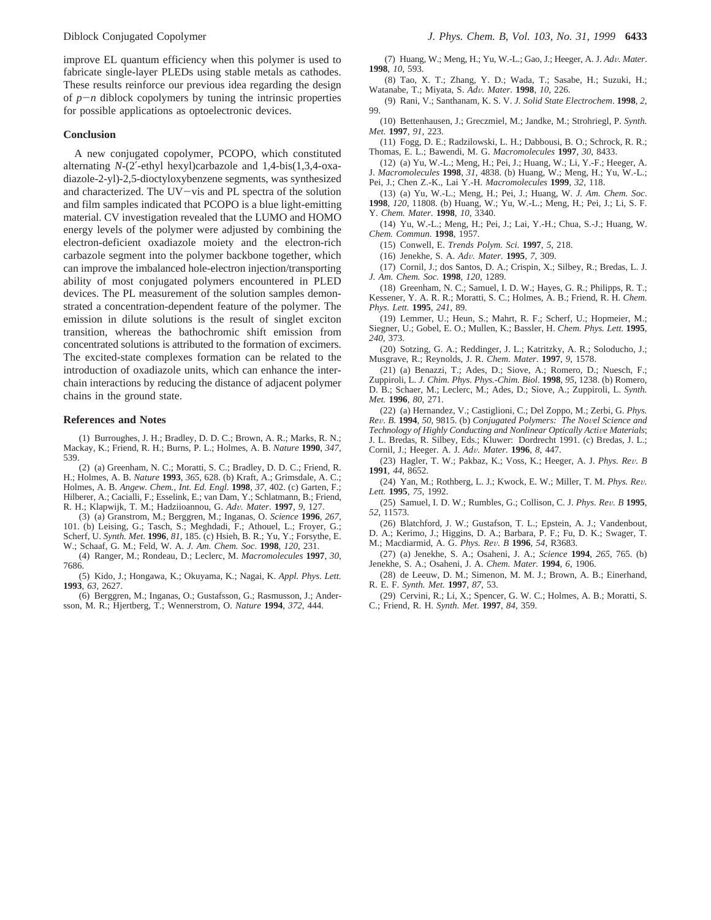improve EL quantum efficiency when this polymer is used to fabricate single-layer PLEDs using stable metals as cathodes. These results reinforce our previous idea regarding the design of $p-n$ diblock copolymers by tuning the intrinsic properties for possible applications as optoelectronic devices.

## Conclusion

A new conjugated copolymer, PCOPO, which constituted alternating *N*-(2′-ethyl hexyl)carbazole and 1,4-bis(1,3,4-oxadiazole-2-yl)-2,5-dioctyloxybenzene segments, was synthesized and characterized. The UV−vis and PL spectra of the solution and film samples indicated that PCOPO is a blue light-emitting material. CV investigation revealed that the LUMO and HOMO energy levels of the polymer were adjusted by combining the electron-deficient oxadiazole moiety and the electron-rich carbazole segment into the polymer backbone together, which can improve the imbalanced hole-electron injection/transporting ability of most conjugated polymers encountered in PLED devices. The PL measurement of the solution samples demonstrated a concentration-dependent feature of the polymer. The emission in dilute solutions is the result of singlet exciton transition, whereas the bathochromic shift emission from concentrated solutions is attributed to the formation of excimers. The excited-state complexes formation can be related to the introduction of oxadiazole units, which can enhance the interchain interactions by reducing the distance of adjacent polymer chains in the ground state.

## References and Notes

(1) Burroughes, J. H.; Bradley, D. D. C.; Brown, A. R.; Marks, R. N.; Mackay, K.; Friend, R. H.; Burns, P. L.; Holmes, A. B. *Nature* **1990**, *347*, 539.

(2) (a) Greenham, N. C.; Moratti, S. C.; Bradley, D. D. C.; Friend, R. H.; Holmes, A. B. *Nature* **1993**, *365*, 628. (b) Kraft, A.; Grimsdale, A. C.; Holmes, A. B. *Angew. Chem., Int. Ed. Engl.* **1998**, *37*, 402. (c) Garten, F.; Hilberer, A.; Cacialli, F.; Esselink, E.; van Dam, Y.; Schlatmann, B.; Friend, R. H.; Klapwijk, T. M.; Hadziioannou, G. *Adv. Mater.* **1997**, *9*, 127.

(3) (a) Granstrom, M.; Berggren, M.; Inganas, O. *Science* **1996**, *267*, 101. (b) Leising, G.; Tasch, S.; Meghdadi, F.; Athouel, L.; Froyer, G.; Scherf, U. *Synth. Met.* **1996**, *81*, 185. (c) Hsieh, B. R.; Yu, Y.; Forsythe, E. W.; Schaaf, G. M.; Feld, W. A. *J. Am. Chem. Soc*. **1998**, *120*, 231.

(4) Ranger, M.; Rondeau, D.; Leclerc, M. *Macromolecules* **1997**, *30*, 7686.

(5) Kido, J.; Hongawa, K.; Okuyama, K.; Nagai, K. *Appl. Phys. Lett.* **1993**, *63*, 2627.

(6) Berggren, M.; Inganas, O.; Gustafsson, G.; Rasmusson, J.; Andersson, M. R.; Hjertberg, T.; Wennerstrom, O. *Nature* **1994**, *372*, 444.

(7) Huang, W.; Meng, H.; Yu, W.-L.; Gao, J.; Heeger, A. J. *Adv. Mater*. **1998**, *10*, 593.

(8) Tao, X. T.; Zhang, Y. D.; Wada, T.; Sasabe, H.; Suzuki, H.; Watanabe, T.; Miyata, S. *Adv. Mater*. **1998**, *10*, 226.

(9) Rani, V.; Santhanam, K. S. V. *J. Solid State Electrochem*. **1998**, *2*, 99.

(10) Bettenhausen, J.; Greczmiel, M.; Jandke, M.; Strohriegl, P. *Synth. Met.* **1997**, *91*, 223.

(11) Fogg, D. E.; Radzilowski, L. H.; Dabbousi, B. O.; Schrock, R. R.; Thomas, E. L.; Bawendi, M. G. *Macromolecules* **1997**, *30*, 8433.

(12) (a) Yu, W.-L.; Meng, H.; Pei, J.; Huang, W.; Li, Y.-F.; Heeger, A. J. *Macromolecules* **1998**, *31*, 4838. (b) Huang, W.; Meng, H.; Yu, W.-L.; Pei, J.; Chen Z.-K., Lai Y.-H. *Macromolecules* **1999**, *32*, 118.

(13) (a) Yu, W.-L.; Meng, H.; Pei, J.; Huang, W. *J. Am. Chem. Soc*. **1998**, *120*, 11808. (b) Huang, W.; Yu, W.-L.; Meng, H.; Pei, J.; Li, S. F. Y. *Chem. Mater*. **1998**, *10*, 3340.

(14) Yu, W.-L.; Meng, H.; Pei, J.; Lai, Y.-H.; Chua, S.-J.; Huang, W. *Chem. Commun*. **1998**, 1957.

(15) Conwell, E. *Trends Polym. Sci.* **1997**, *5*, 218.

(16) Jenekhe, S. A. *Adv. Mater.* **1995**, *7*, 309.

(17) Cornil, J.; dos Santos, D. A.; Crispin, X.; Silbey, R.; Bredas, L. J. *J. Am. Chem. Soc.* **1998**, *120*, 1289.

(18) Greenham, N. C.; Samuel, I. D. W.; Hayes, G. R.; Philipps, R. T.; Kessener, Y. A. R. R.; Moratti, S. C.; Holmes, A. B.; Friend, R. H. *Chem. Phys. Lett.* **1995**, *241*, 89.

(19) Lemmer, U.; Heun, S.; Mahrt, R. F.; Scherf, U.; Hopmeier, M.; Siegner, U.; Gobel, E. O.; Mullen, K.; Bassler, H. *Chem. Phys. Lett.* **1995**, *240*, 373.

(20) Sotzing, G. A.; Reddinger, J. L.; Katritzky, A. R.; Soloducho, J.; Musgrave, R.; Reynolds, J. R. *Chem. Mater*. **1997**, *9*, 1578.

(21) (a) Benazzi, T.; Ades, D.; Siove, A.; Romero, D.; Nuesch, F.; Zuppiroli, L. *J. Chim. Phys. Phys.-Chim. Biol*. **1998**, *95*, 1238. (b) Romero, D. B.; Schaer, M.; Leclerc, M.; Ades, D.; Siove, A.; Zuppiroli, L. *Synth. Met.* **1996**, *80*, 271.

(22) (a) Hernandez, V.; Castiglioni, C.; Del Zoppo, M.; Zerbi, G. *Phys. Rev. B.* **1994**, *50*, 9815. (b) *Conjugated Polymers: The Novel Science and Technology of Highly Conducting and Nonlinear Optically Active Materials*; J. L. Bredas, R. Silbey, Eds.; Kluwer: Dordrecht 1991. (c) Bredas, J. L.; Cornil, J.; Heeger. A. J. *Adv. Mater.* **1996**, *8*, 447.

(23) Hagler, T. W.; Pakbaz, K.; Voss, K.; Heeger, A. J. *Phys. Rev. B* **1991**, *44*, 8652.

(24) Yan, M.; Rothberg, L. J.; Kwock, E. W.; Miller, T. M. *Phys. Rev. Lett.* **1995**, *75*, 1992.

(25) Samuel, I. D. W.; Rumbles, G.; Collison, C. J. *Phys. Rev. B* **1995**, *52*, 11573.

(26) Blatchford, J. W.; Gustafson, T. L.; Epstein, A. J.; Vandenbout, D. A.; Kerimo, J.; Higgins, D. A.; Barbara, P. F.; Fu, D. K.; Swager, T. M.; Macdiarmid, A. G. *Phys. Rev. B* **1996**, *54*, R3683.

(27) (a) Jenekhe, S. A.; Osaheni, J. A.; *Science* **1994**, *265*, 765. (b) Jenekhe, S. A.; Osaheni, J. A. *Chem. Mater.* **1994**, *6*, 1906.

(28) de Leeuw, D. M.; Simenon, M. M. J.; Brown, A. B.; Einerhand, R. E. F. *Synth. Met.* **1997**, *87*, 53.

(29) Cervini, R.; Li, X.; Spencer, G. W. C.; Holmes, A. B.; Moratti, S. C.; Friend, R. H. *Synth. Met*. **1997**, *84*, 359.